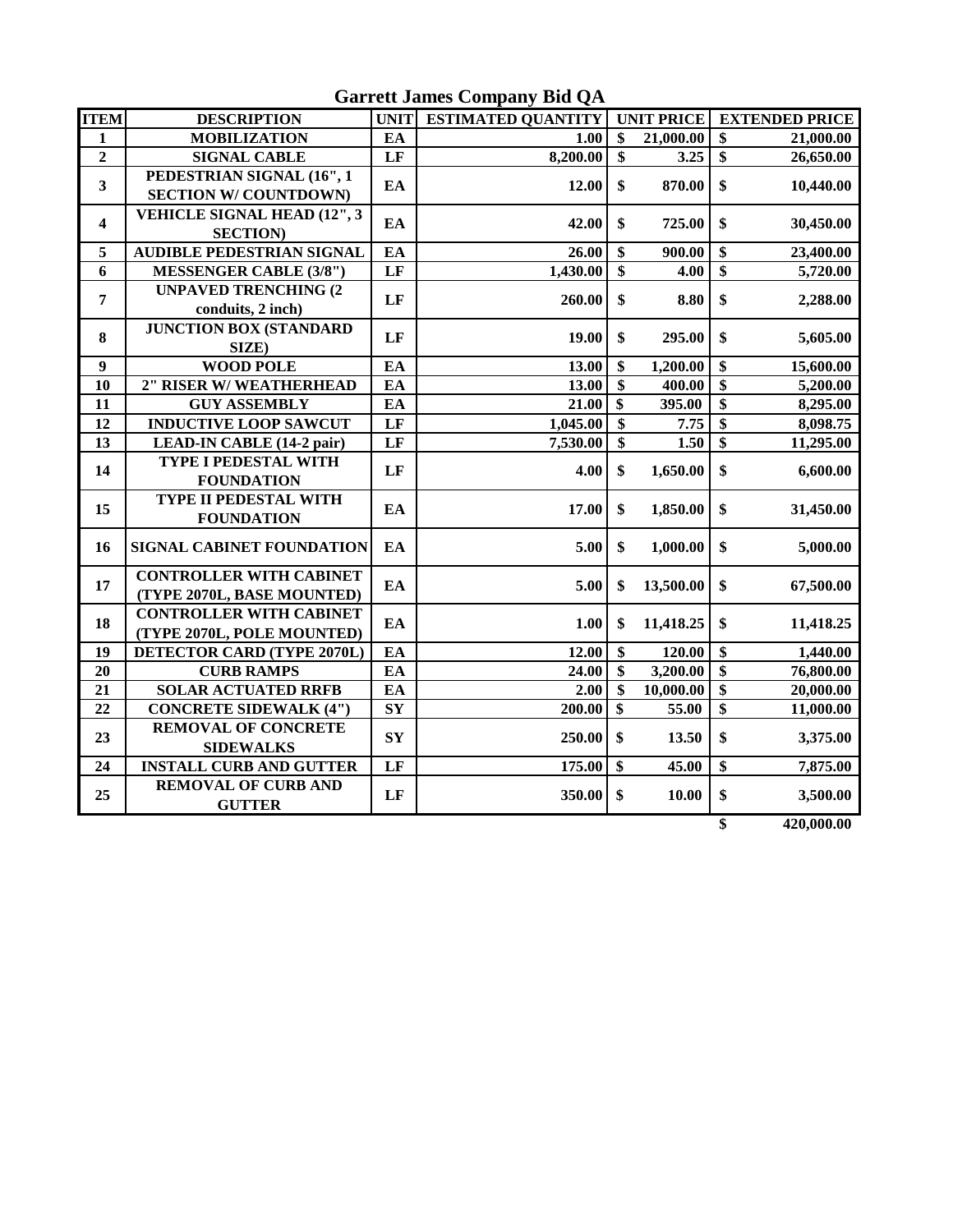# Garrett James Company Bid QA

| ITEM | DESCRIPTION | UNIT | ESTIMATED QUANTITY | UNIT PRICE | EXTENDED PRICE |
|---|---|---|---|---|---|
| 1 | MOBILIZATION | EA | 1.00 | $ 21,000.00 | $ 21,000.00 |
| 2 | SIGNAL CABLE | LF | 8,200.00 | $ 3.25 | $ 26,650.00 |
| 3 | PEDESTRIAN SIGNAL (16", 1 SECTION W/ COUNTDOWN) | EA | 12.00 | $ 870.00 | $ 10,440.00 |
| 4 | VEHICLE SIGNAL HEAD (12", 3 SECTION) | EA | 42.00 | $ 725.00 | $ 30,450.00 |
| 5 | AUDIBLE PEDESTRIAN SIGNAL | EA | 26.00 | $ 900.00 | $ 23,400.00 |
| 6 | MESSENGER CABLE (3/8") | LF | 1,430.00 | $ 4.00 | $ 5,720.00 |
| 7 | UNPAVED TRENCHING (2 conduits, 2 inch) | LF | 260.00 | $ 8.80 | $ 2,288.00 |
| 8 | JUNCTION BOX (STANDARD SIZE) | LF | 19.00 | $ 295.00 | $ 5,605.00 |
| 9 | WOOD POLE | EA | 13.00 | $ 1,200.00 | $ 15,600.00 |
| 10 | 2" RISER W/ WEATHERHEAD | EA | 13.00 | $ 400.00 | $ 5,200.00 |
| 11 | GUY ASSEMBLY | EA | 21.00 | $ 395.00 | $ 8,295.00 |
| 12 | INDUCTIVE LOOP SAWCUT | LF | 1,045.00 | $ 7.75 | $ 8,098.75 |
| 13 | LEAD-IN CABLE (14-2 pair) | LF | 7,530.00 | $ 1.50 | $ 11,295.00 |
| 14 | TYPE I PEDESTAL WITH FOUNDATION | LF | 4.00 | $ 1,650.00 | $ 6,600.00 |
| 15 | TYPE II PEDESTAL WITH FOUNDATION | EA | 17.00 | $ 1,850.00 | $ 31,450.00 |
| 16 | SIGNAL CABINET FOUNDATION | EA | 5.00 | $ 1,000.00 | $ 5,000.00 |
| 17 | CONTROLLER WITH CABINET (TYPE 2070L, BASE MOUNTED) | EA | 5.00 | $ 13,500.00 | $ 67,500.00 |
| 18 | CONTROLLER WITH CABINET (TYPE 2070L, POLE MOUNTED) | EA | 1.00 | $ 11,418.25 | $ 11,418.25 |
| 19 | DETECTOR CARD (TYPE 2070L) | EA | 12.00 | $ 120.00 | $ 1,440.00 |
| 20 | CURB RAMPS | EA | 24.00 | $ 3,200.00 | $ 76,800.00 |
| 21 | SOLAR ACTUATED RRFB | EA | 2.00 | $ 10,000.00 | $ 20,000.00 |
| 22 | CONCRETE SIDEWALK (4") | SY | 200.00 | $ 55.00 | $ 11,000.00 |
| 23 | REMOVAL OF CONCRETE SIDEWALKS | SY | 250.00 | $ 13.50 | $ 3,375.00 |
| 24 | INSTALL CURB AND GUTTER | LF | 175.00 | $ 45.00 | $ 7,875.00 |
| 25 | REMOVAL OF CURB AND GUTTER | LF | 350.00 | $ 10.00 | $ 3,500.00 |
| | | | | | $ 420,000.00 |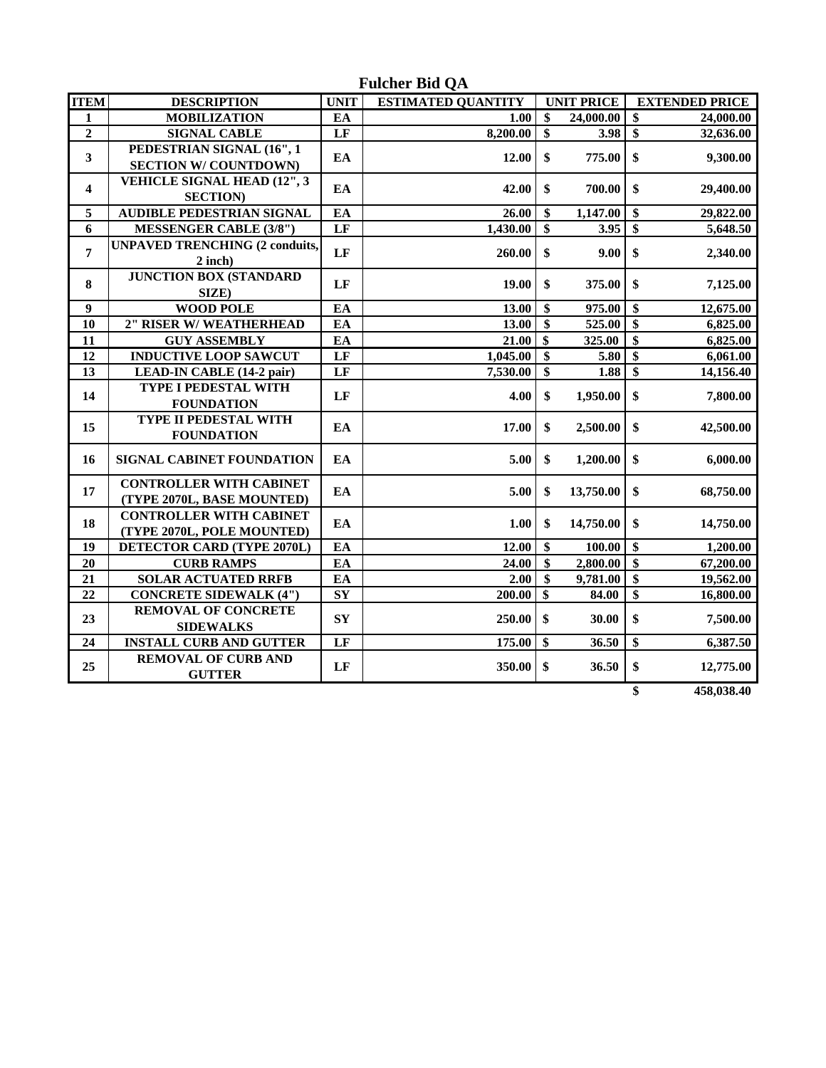# Fulcher Bid QA

| ITEM | DESCRIPTION | UNIT | ESTIMATED QUANTITY | UNIT PRICE | EXTENDED PRICE |
|---|---|---|---|---|---|
| 1 | MOBILIZATION | EA | 1.00 | $ 24,000.00 | $ 24,000.00 |
| 2 | SIGNAL CABLE | LF | 8,200.00 | $ 3.98 | $ 32,636.00 |
| 3 | PEDESTRIAN SIGNAL (16", 1 SECTION W/ COUNTDOWN) | EA | 12.00 | $ 775.00 | $ 9,300.00 |
| 4 | VEHICLE SIGNAL HEAD (12", 3 SECTION) | EA | 42.00 | $ 700.00 | $ 29,400.00 |
| 5 | AUDIBLE PEDESTRIAN SIGNAL | EA | 26.00 | $ 1,147.00 | $ 29,822.00 |
| 6 | MESSENGER CABLE (3/8") | LF | 1,430.00 | $ 3.95 | $ 5,648.50 |
| 7 | UNPAVED TRENCHING (2 conduits, 2 inch) | LF | 260.00 | $ 9.00 | $ 2,340.00 |
| 8 | JUNCTION BOX (STANDARD SIZE) | LF | 19.00 | $ 375.00 | $ 7,125.00 |
| 9 | WOOD POLE | EA | 13.00 | $ 975.00 | $ 12,675.00 |
| 10 | 2" RISER W/ WEATHERHEAD | EA | 13.00 | $ 525.00 | $ 6,825.00 |
| 11 | GUY ASSEMBLY | EA | 21.00 | $ 325.00 | $ 6,825.00 |
| 12 | INDUCTIVE LOOP SAWCUT | LF | 1,045.00 | $ 5.80 | $ 6,061.00 |
| 13 | LEAD-IN CABLE (14-2 pair) | LF | 7,530.00 | $ 1.88 | $ 14,156.40 |
| 14 | TYPE I PEDESTAL WITH FOUNDATION | LF | 4.00 | $ 1,950.00 | $ 7,800.00 |
| 15 | TYPE II PEDESTAL WITH FOUNDATION | EA | 17.00 | $ 2,500.00 | $ 42,500.00 |
| 16 | SIGNAL CABINET FOUNDATION | EA | 5.00 | $ 1,200.00 | $ 6,000.00 |
| 17 | CONTROLLER WITH CABINET (TYPE 2070L, BASE MOUNTED) | EA | 5.00 | $ 13,750.00 | $ 68,750.00 |
| 18 | CONTROLLER WITH CABINET (TYPE 2070L, POLE MOUNTED) | EA | 1.00 | $ 14,750.00 | $ 14,750.00 |
| 19 | DETECTOR CARD (TYPE 2070L) | EA | 12.00 | $ 100.00 | $ 1,200.00 |
| 20 | CURB RAMPS | EA | 24.00 | $ 2,800.00 | $ 67,200.00 |
| 21 | SOLAR ACTUATED RRFB | EA | 2.00 | $ 9,781.00 | $ 19,562.00 |
| 22 | CONCRETE SIDEWALK (4") | SY | 200.00 | $ 84.00 | $ 16,800.00 |
| 23 | REMOVAL OF CONCRETE SIDEWALKS | SY | 250.00 | $ 30.00 | $ 7,500.00 |
| 24 | INSTALL CURB AND GUTTER | LF | 175.00 | $ 36.50 | $ 6,387.50 |
| 25 | REMOVAL OF CURB AND GUTTER | LF | 350.00 | $ 36.50 | $ 12,775.00 |
| | | | | | $ 458,038.40 |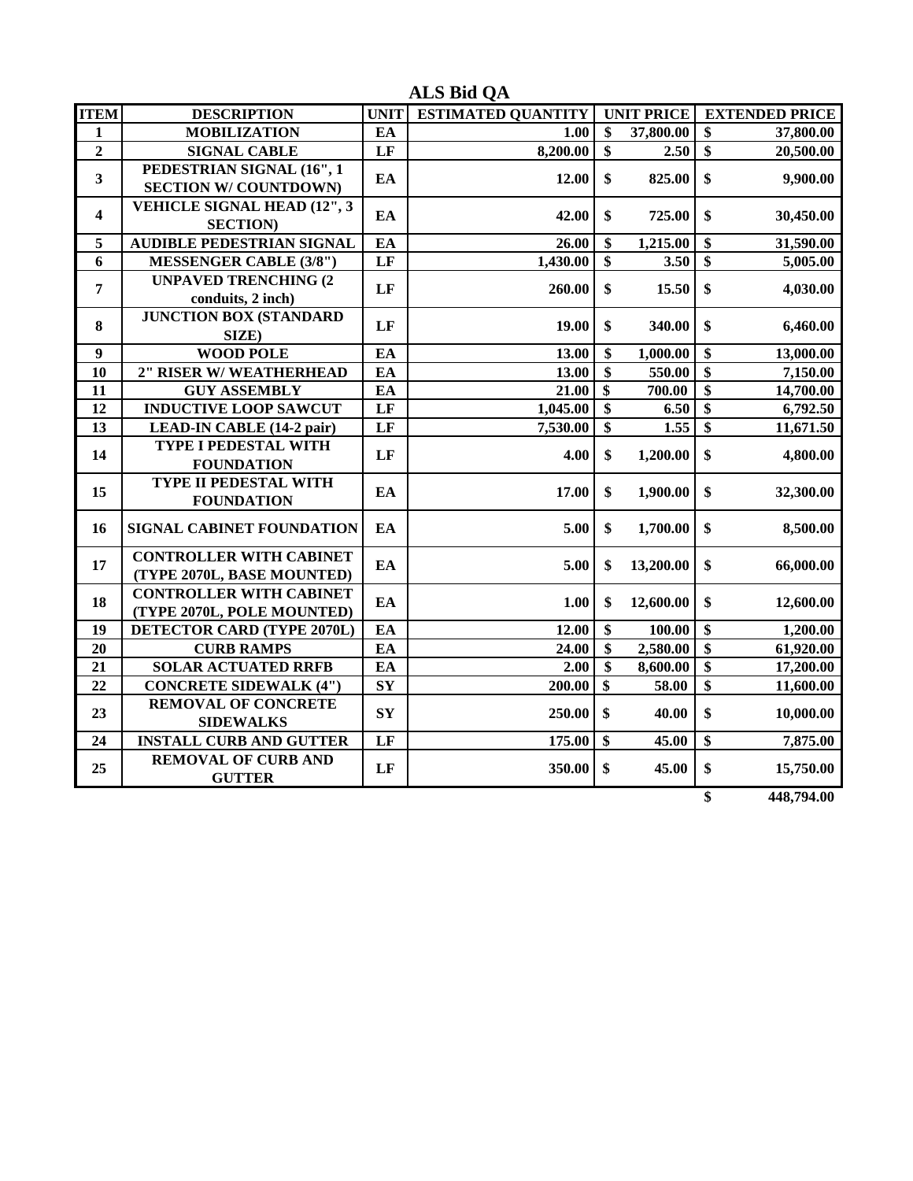# ALS Bid QA

| ITEM | DESCRIPTION | UNIT | ESTIMATED QUANTITY | UNIT PRICE | EXTENDED PRICE |
|---|---|---|---|---|---|
| 1 | MOBILIZATION | EA | 1.00 | $ 37,800.00 | $ 37,800.00 |
| 2 | SIGNAL CABLE | LF | 8,200.00 | $ 2.50 | $ 20,500.00 |
| 3 | PEDESTRIAN SIGNAL (16", 1 SECTION W/ COUNTDOWN) | EA | 12.00 | $ 825.00 | $ 9,900.00 |
| 4 | VEHICLE SIGNAL HEAD (12", 3 SECTION) | EA | 42.00 | $ 725.00 | $ 30,450.00 |
| 5 | AUDIBLE PEDESTRIAN SIGNAL | EA | 26.00 | $ 1,215.00 | $ 31,590.00 |
| 6 | MESSENGER CABLE (3/8") | LF | 1,430.00 | $ 3.50 | $ 5,005.00 |
| 7 | UNPAVED TRENCHING (2 conduits, 2 inch) | LF | 260.00 | $ 15.50 | $ 4,030.00 |
| 8 | JUNCTION BOX (STANDARD SIZE) | LF | 19.00 | $ 340.00 | $ 6,460.00 |
| 9 | WOOD POLE | EA | 13.00 | $ 1,000.00 | $ 13,000.00 |
| 10 | 2" RISER W/ WEATHERHEAD | EA | 13.00 | $ 550.00 | $ 7,150.00 |
| 11 | GUY ASSEMBLY | EA | 21.00 | $ 700.00 | $ 14,700.00 |
| 12 | INDUCTIVE LOOP SAWCUT | LF | 1,045.00 | $ 6.50 | $ 6,792.50 |
| 13 | LEAD-IN CABLE (14-2 pair) | LF | 7,530.00 | $ 1.55 | $ 11,671.50 |
| 14 | TYPE I PEDESTAL WITH FOUNDATION | LF | 4.00 | $ 1,200.00 | $ 4,800.00 |
| 15 | TYPE II PEDESTAL WITH FOUNDATION | EA | 17.00 | $ 1,900.00 | $ 32,300.00 |
| 16 | SIGNAL CABINET FOUNDATION | EA | 5.00 | $ 1,700.00 | $ 8,500.00 |
| 17 | CONTROLLER WITH CABINET (TYPE 2070L, BASE MOUNTED) | EA | 5.00 | $ 13,200.00 | $ 66,000.00 |
| 18 | CONTROLLER WITH CABINET (TYPE 2070L, POLE MOUNTED) | EA | 1.00 | $ 12,600.00 | $ 12,600.00 |
| 19 | DETECTOR CARD (TYPE 2070L) | EA | 12.00 | $ 100.00 | $ 1,200.00 |
| 20 | CURB RAMPS | EA | 24.00 | $ 2,580.00 | $ 61,920.00 |
| 21 | SOLAR ACTUATED RRFB | EA | 2.00 | $ 8,600.00 | $ 17,200.00 |
| 22 | CONCRETE SIDEWALK (4") | SY | 200.00 | $ 58.00 | $ 11,600.00 |
| 23 | REMOVAL OF CONCRETE SIDEWALKS | SY | 250.00 | $ 40.00 | $ 10,000.00 |
| 24 | INSTALL CURB AND GUTTER | LF | 175.00 | $ 45.00 | $ 7,875.00 |
| 25 | REMOVAL OF CURB AND GUTTER | LF | 350.00 | $ 45.00 | $ 15,750.00 |
| | | | | | $ 448,794.00 |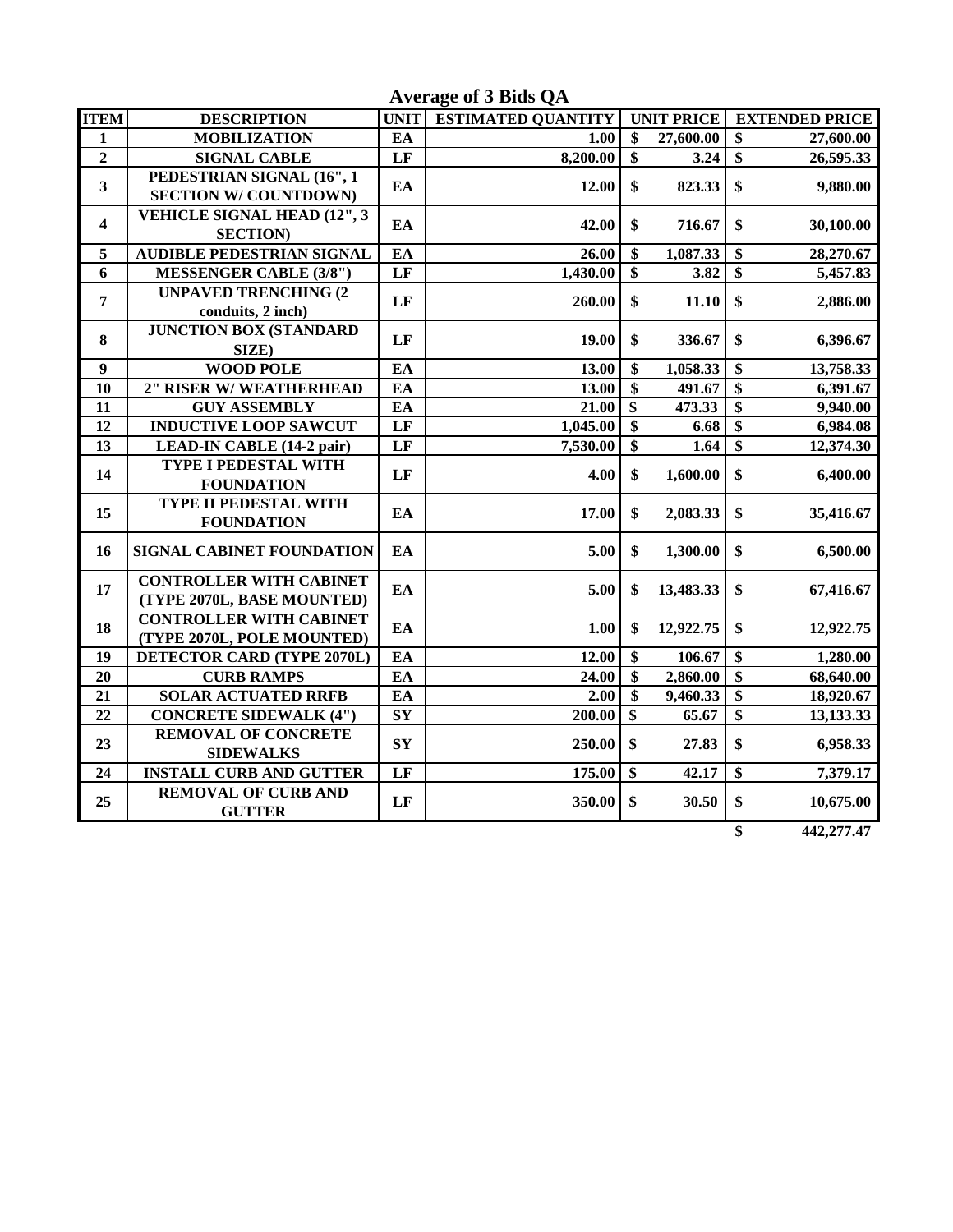# Average of 3 Bids QA

| ITEM | DESCRIPTION | UNIT | ESTIMATED QUANTITY | UNIT PRICE | EXTENDED PRICE |
|---|---|---|---|---|---|
| 1 | MOBILIZATION | EA | 1.00 | $ 27,600.00 | $ 27,600.00 |
| 2 | SIGNAL CABLE | LF | 8,200.00 | $ 3.24 | $ 26,595.33 |
| 3 | PEDESTRIAN SIGNAL (16", 1 SECTION W/ COUNTDOWN) | EA | 12.00 | $ 823.33 | $ 9,880.00 |
| 4 | VEHICLE SIGNAL HEAD (12", 3 SECTION) | EA | 42.00 | $ 716.67 | $ 30,100.00 |
| 5 | AUDIBLE PEDESTRIAN SIGNAL | EA | 26.00 | $ 1,087.33 | $ 28,270.67 |
| 6 | MESSENGER CABLE (3/8") | LF | 1,430.00 | $ 3.82 | $ 5,457.83 |
| 7 | UNPAVED TRENCHING (2 conduits, 2 inch) | LF | 260.00 | $ 11.10 | $ 2,886.00 |
| 8 | JUNCTION BOX (STANDARD SIZE) | LF | 19.00 | $ 336.67 | $ 6,396.67 |
| 9 | WOOD POLE | EA | 13.00 | $ 1,058.33 | $ 13,758.33 |
| 10 | 2" RISER W/ WEATHERHEAD | EA | 13.00 | $ 491.67 | $ 6,391.67 |
| 11 | GUY ASSEMBLY | EA | 21.00 | $ 473.33 | $ 9,940.00 |
| 12 | INDUCTIVE LOOP SAWCUT | LF | 1,045.00 | $ 6.68 | $ 6,984.08 |
| 13 | LEAD-IN CABLE (14-2 pair) | LF | 7,530.00 | $ 1.64 | $ 12,374.30 |
| 14 | TYPE I PEDESTAL WITH FOUNDATION | LF | 4.00 | $ 1,600.00 | $ 6,400.00 |
| 15 | TYPE II PEDESTAL WITH FOUNDATION | EA | 17.00 | $ 2,083.33 | $ 35,416.67 |
| 16 | SIGNAL CABINET FOUNDATION | EA | 5.00 | $ 1,300.00 | $ 6,500.00 |
| 17 | CONTROLLER WITH CABINET (TYPE 2070L, BASE MOUNTED) | EA | 5.00 | $ 13,483.33 | $ 67,416.67 |
| 18 | CONTROLLER WITH CABINET (TYPE 2070L, POLE MOUNTED) | EA | 1.00 | $ 12,922.75 | $ 12,922.75 |
| 19 | DETECTOR CARD (TYPE 2070L) | EA | 12.00 | $ 106.67 | $ 1,280.00 |
| 20 | CURB RAMPS | EA | 24.00 | $ 2,860.00 | $ 68,640.00 |
| 21 | SOLAR ACTUATED RRFB | EA | 2.00 | $ 9,460.33 | $ 18,920.67 |
| 22 | CONCRETE SIDEWALK (4") | SY | 200.00 | $ 65.67 | $ 13,133.33 |
| 23 | REMOVAL OF CONCRETE SIDEWALKS | SY | 250.00 | $ 27.83 | $ 6,958.33 |
| 24 | INSTALL CURB AND GUTTER | LF | 175.00 | $ 42.17 | $ 7,379.17 |
| 25 | REMOVAL OF CURB AND GUTTER | LF | 350.00 | $ 30.50 | $ 10,675.00 |
| | | | | | $ 442,277.47 |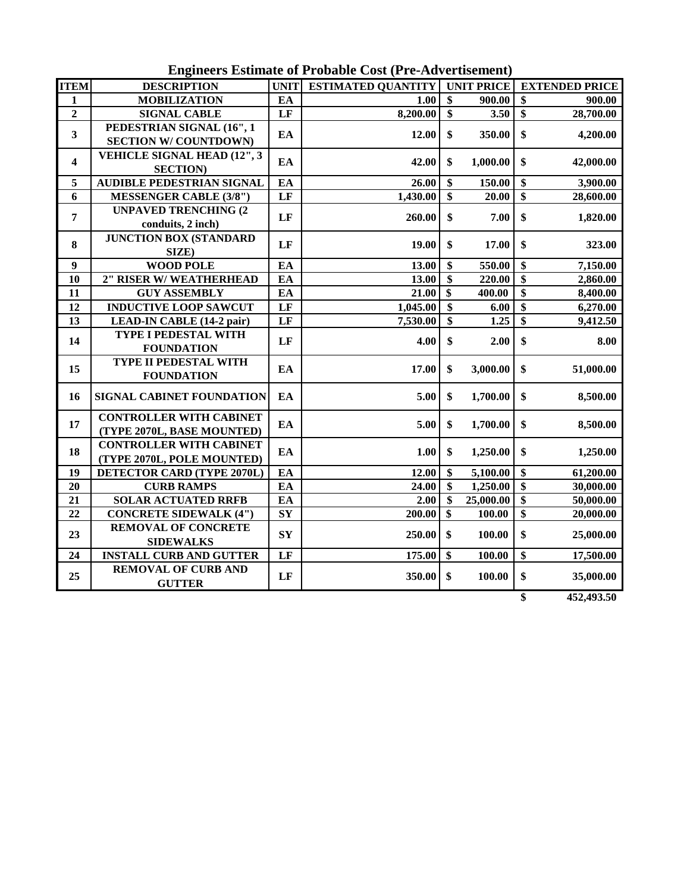## Engineers Estimate of Probable Cost (Pre-Advertisement)

| ITEM | DESCRIPTION | UNIT | ESTIMATED QUANTITY | UNIT PRICE | EXTENDED PRICE |
|---|---|---|---|---|---|
| 1 | MOBILIZATION | EA | 1.00 | $ 900.00 | $ 900.00 |
| 2 | SIGNAL CABLE | LF | 8,200.00 | $ 3.50 | $ 28,700.00 |
| 3 | PEDESTRIAN SIGNAL (16", 1 SECTION W/ COUNTDOWN) | EA | 12.00 | $ 350.00 | $ 4,200.00 |
| 4 | VEHICLE SIGNAL HEAD (12", 3 SECTION) | EA | 42.00 | $ 1,000.00 | $ 42,000.00 |
| 5 | AUDIBLE PEDESTRIAN SIGNAL | EA | 26.00 | $ 150.00 | $ 3,900.00 |
| 6 | MESSENGER CABLE (3/8") | LF | 1,430.00 | $ 20.00 | $ 28,600.00 |
| 7 | UNPAVED TRENCHING (2 conduits, 2 inch) | LF | 260.00 | $ 7.00 | $ 1,820.00 |
| 8 | JUNCTION BOX (STANDARD SIZE) | LF | 19.00 | $ 17.00 | $ 323.00 |
| 9 | WOOD POLE | EA | 13.00 | $ 550.00 | $ 7,150.00 |
| 10 | 2" RISER W/ WEATHERHEAD | EA | 13.00 | $ 220.00 | $ 2,860.00 |
| 11 | GUY ASSEMBLY | EA | 21.00 | $ 400.00 | $ 8,400.00 |
| 12 | INDUCTIVE LOOP SAWCUT | LF | 1,045.00 | $ 6.00 | $ 6,270.00 |
| 13 | LEAD-IN CABLE (14-2 pair) | LF | 7,530.00 | $ 1.25 | $ 9,412.50 |
| 14 | TYPE I PEDESTAL WITH FOUNDATION | LF | 4.00 | $ 2.00 | $ 8.00 |
| 15 | TYPE II PEDESTAL WITH FOUNDATION | EA | 17.00 | $ 3,000.00 | $ 51,000.00 |
| 16 | SIGNAL CABINET FOUNDATION | EA | 5.00 | $ 1,700.00 | $ 8,500.00 |
| 17 | CONTROLLER WITH CABINET (TYPE 2070L, BASE MOUNTED) | EA | 5.00 | $ 1,700.00 | $ 8,500.00 |
| 18 | CONTROLLER WITH CABINET (TYPE 2070L, POLE MOUNTED) | EA | 1.00 | $ 1,250.00 | $ 1,250.00 |
| 19 | DETECTOR CARD (TYPE 2070L) | EA | 12.00 | $ 5,100.00 | $ 61,200.00 |
| 20 | CURB RAMPS | EA | 24.00 | $ 1,250.00 | $ 30,000.00 |
| 21 | SOLAR ACTUATED RRFB | EA | 2.00 | $ 25,000.00 | $ 50,000.00 |
| 22 | CONCRETE SIDEWALK (4") | SY | 200.00 | $ 100.00 | $ 20,000.00 |
| 23 | REMOVAL OF CONCRETE SIDEWALKS | SY | 250.00 | $ 100.00 | $ 25,000.00 |
| 24 | INSTALL CURB AND GUTTER | LF | 175.00 | $ 100.00 | $ 17,500.00 |
| 25 | REMOVAL OF CURB AND GUTTER | LF | 350.00 | $ 100.00 | $ 35,000.00 |
| | | | | | $ 452,493.50 |